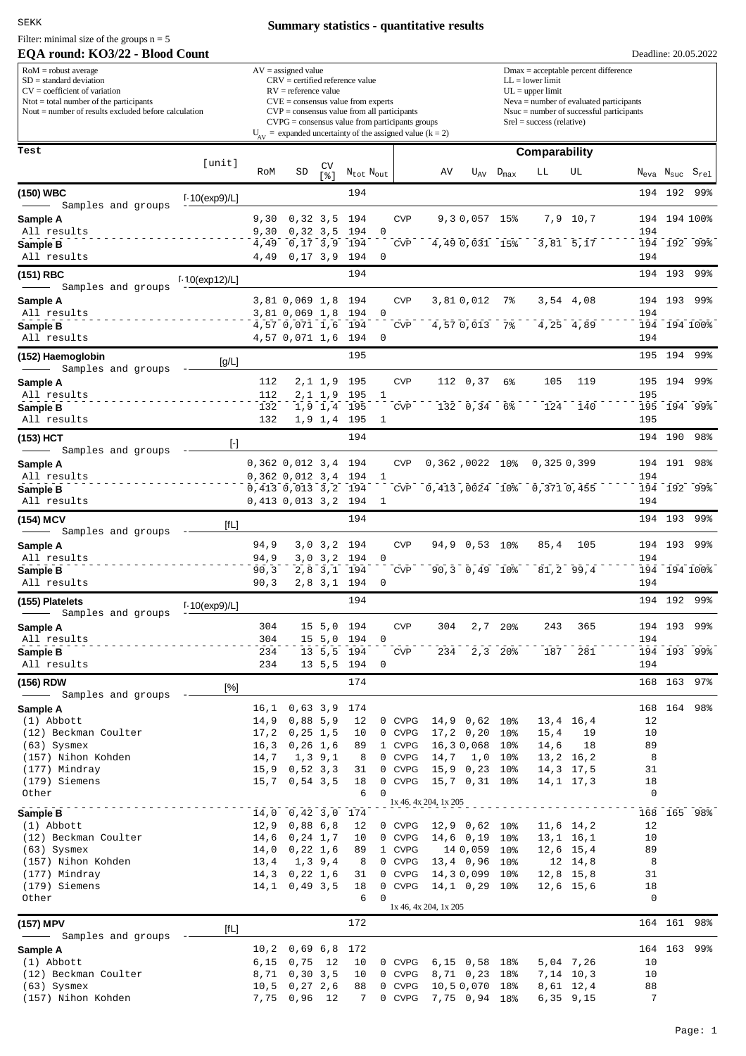SEKK

# Summary statistics - quantitative results

Filter: minimal size of the groups n = 5

## EQA round: KO3/22 - Blood Count

Deadline: 20.05.2022

RoM = robust average
SD = standard deviation
CV = coefficient of variation
Ntot = total number of the participants
Nout = number of results excluded before calculation

AV = assigned value
CRV = certified reference value
RV = reference value
CVE = consensus value from experts
CVP = consensus value from all participants
CVPG = consensus value from participants groups
$U_{AV}$ = expanded uncertainty of the assigned value (k = 2)

Dmax = acceptable percent difference
LL = lower limit
UL = upper limit
Neva = number of evaluated participants
Nsuc = number of successful participants
Srel = success (relative)

| Test | [unit] | RoM | SD | CV [%] | $N_{tot}$ | $N_{out}$ | | AV | $U_{AV}$ | $D_{max}$ | LL | UL | $N_{eva}$ | $N_{suc}$ | $S_{rel}$ |
|---|---|---|---|---|---|---|---|---|---|---|---|---|---|---|---|
| **(150) WBC** — Samples and groups | [·10(exp9)/L] | | | | 194 | | | | | | | | 194 | 192 | 99% |
| **Sample A** | | 9,30 | 0,32 | 3,5 | 194 | | CVP | 9,3 | 0,057 | 15% | 7,9 | 10,7 | 194 | 194 | 100% |
| All results | | 9,30 | 0,32 | 3,5 | 194 | 0 | | | | | | | 194 | | |
| **Sample B** | | 4,49 | 0,17 | 3,9 | 194 | | CVP | 4,49 | 0,031 | 15% | 3,81 | 5,17 | 194 | 192 | 99% |
| All results | | 4,49 | 0,17 | 3,9 | 194 | 0 | | | | | | | 194 | | |
| **(151) RBC** — Samples and groups | [·10(exp12)/L] | | | | 194 | | | | | | | | 194 | 193 | 99% |
| **Sample A** | | 3,81 | 0,069 | 1,8 | 194 | | CVP | 3,81 | 0,012 | 7% | 3,54 | 4,08 | 194 | 193 | 99% |
| All results | | 3,81 | 0,069 | 1,8 | 194 | 0 | | | | | | | 194 | | |
| **Sample B** | | 4,57 | 0,071 | 1,6 | 194 | | CVP | 4,57 | 0,013 | 7% | 4,25 | 4,89 | 194 | 194 | 100% |
| All results | | 4,57 | 0,071 | 1,6 | 194 | 0 | | | | | | | 194 | | |
| **(152) Haemoglobin** — Samples and groups | [g/L] | | | | 195 | | | | | | | | 195 | 194 | 99% |
| **Sample A** | | 112 | 2,1 | 1,9 | 195 | | CVP | 112 | 0,37 | 6% | 105 | 119 | 195 | 194 | 99% |
| All results | | 112 | 2,1 | 1,9 | 195 | 1 | | | | | | | 195 | | |
| **Sample B** | | 132 | 1,9 | 1,4 | 195 | | CVP | 132 | 0,34 | 6% | 124 | 140 | 195 | 194 | 99% |
| All results | | 132 | 1,9 | 1,4 | 195 | 1 | | | | | | | 195 | | |
| **(153) HCT** — Samples and groups | [-] | | | | 194 | | | | | | | | 194 | 190 | 98% |
| **Sample A** | | 0,362 | 0,012 | 3,4 | 194 | | CVP | 0,362 | ,0022 | 10% | 0,325 | 0,399 | 194 | 191 | 98% |
| All results | | 0,362 | 0,012 | 3,4 | 194 | 1 | | | | | | | 194 | | |
| **Sample B** | | 0,413 | 0,013 | 3,2 | 194 | | CVP | 0,413 | ,0024 | 10% | 0,371 | 0,455 | 194 | 192 | 99% |
| All results | | 0,413 | 0,013 | 3,2 | 194 | 1 | | | | | | | 194 | | |
| **(154) MCV** — Samples and groups | [fL] | | | | 194 | | | | | | | | 194 | 193 | 99% |
| **Sample A** | | 94,9 | 3,0 | 3,2 | 194 | | CVP | 94,9 | 0,53 | 10% | 85,4 | 105 | 194 | 193 | 99% |
| All results | | 94,9 | 3,0 | 3,2 | 194 | 0 | | | | | | | 194 | | |
| **Sample B** | | 90,3 | 2,8 | 3,1 | 194 | | CVP | 90,3 | 0,49 | 10% | 81,2 | 99,4 | 194 | 194 | 100% |
| All results | | 90,3 | 2,8 | 3,1 | 194 | 0 | | | | | | | 194 | | |
| **(155) Platelets** — Samples and groups | [·10(exp9)/L] | | | | 194 | | | | | | | | 194 | 192 | 99% |
| **Sample A** | | 304 | 15 | 5,0 | 194 | | CVP | 304 | 2,7 | 20% | 243 | 365 | 194 | 193 | 99% |
| All results | | 304 | 15 | 5,0 | 194 | 0 | | | | | | | 194 | | |
| **Sample B** | | 234 | 13 | 5,5 | 194 | | CVP | 234 | 2,3 | 20% | 187 | 281 | 194 | 193 | 99% |
| All results | | 234 | 13 | 5,5 | 194 | 0 | | | | | | | 194 | | |
| **(156) RDW** — Samples and groups | [%] | | | | 174 | | | | | | | | 168 | 163 | 97% |
| **Sample A** | | 16,1 | 0,63 | 3,9 | 174 | | | | | | | | 168 | 164 | 98% |
| (1) Abbott | | 14,9 | 0,88 | 5,9 | 12 | 0 | CVPG | 14,9 | 0,62 | 10% | 13,4 | 16,4 | 12 | | |
| (12) Beckman Coulter | | 17,2 | 0,25 | 1,5 | 10 | 0 | CVPG | 17,2 | 0,20 | 10% | 15,4 | 19 | 10 | | |
| (63) Sysmex | | 16,3 | 0,26 | 1,6 | 89 | 1 | CVPG | 16,3 | 0,068 | 10% | 14,6 | 18 | 89 | | |
| (157) Nihon Kohden | | 14,7 | 1,3 | 9,1 | 8 | 0 | CVPG | 14,7 | 1,0 | 10% | 13,2 | 16,2 | 8 | | |
| (177) Mindray | | 15,9 | 0,52 | 3,3 | 31 | 0 | CVPG | 15,9 | 0,23 | 10% | 14,3 | 17,5 | 31 | | |
| (179) Siemens | | 15,7 | 0,54 | 3,5 | 18 | 0 | CVPG | 15,7 | 0,31 | 10% | 14,1 | 17,3 | 18 | | |
| Other | | | | | 6 | 0 | 1x 46, 4x 204, 1x 205 | | | | | | 0 | | |
| **Sample B** | | 14,0 | 0,42 | 3,0 | 174 | | | | | | | | 168 | 165 | 98% |
| (1) Abbott | | 12,9 | 0,88 | 6,8 | 12 | 0 | CVPG | 12,9 | 0,62 | 10% | 11,6 | 14,2 | 12 | | |
| (12) Beckman Coulter | | 14,6 | 0,24 | 1,7 | 10 | 0 | CVPG | 14,6 | 0,19 | 10% | 13,1 | 16,1 | 10 | | |
| (63) Sysmex | | 14,0 | 0,22 | 1,6 | 89 | 1 | CVPG | 14 | 0,059 | 10% | 12,6 | 15,4 | 89 | | |
| (157) Nihon Kohden | | 13,4 | 1,3 | 9,4 | 8 | 0 | CVPG | 13,4 | 0,96 | 10% | 12 | 14,8 | 8 | | |
| (177) Mindray | | 14,3 | 0,22 | 1,6 | 31 | 0 | CVPG | 14,3 | 0,099 | 10% | 12,8 | 15,8 | 31 | | |
| (179) Siemens | | 14,1 | 0,49 | 3,5 | 18 | 0 | CVPG | 14,1 | 0,29 | 10% | 12,6 | 15,6 | 18 | | |
| Other | | | | | 6 | 0 | 1x 46, 4x 204, 1x 205 | | | | | | 0 | | |
| **(157) MPV** — Samples and groups | [fL] | | | | 172 | | | | | | | | 164 | 161 | 98% |
| **Sample A** | | 10,2 | 0,69 | 6,8 | 172 | | | | | | | | 164 | 163 | 99% |
| (1) Abbott | | 6,15 | 0,75 | 12 | 10 | 0 | CVPG | 6,15 | 0,58 | 18% | 5,04 | 7,26 | 10 | | |
| (12) Beckman Coulter | | 8,71 | 0,30 | 3,5 | 10 | 0 | CVPG | 8,71 | 0,23 | 18% | 7,14 | 10,3 | 10 | | |
| (63) Sysmex | | 10,5 | 0,27 | 2,6 | 88 | 0 | CVPG | 10,5 | 0,070 | 18% | 8,61 | 12,4 | 88 | | |
| (157) Nihon Kohden | | 7,75 | 0,96 | 12 | 7 | 0 | CVPG | 7,75 | 0,94 | 18% | 6,35 | 9,15 | 7 | | |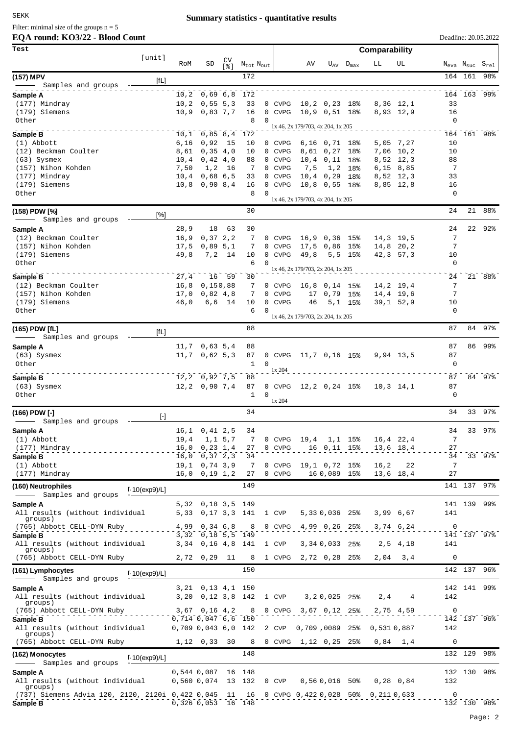Filter: minimal size of the groups n = 5

# Summary statistics - quantitative results

## EQA round: KO3/22 - Blood Count

Deadline: 20.05.2022

| Test | [unit] | RoM | SD | CV [%] | $N_{tot}$ | $N_{out}$ | | AV | $U_{AV}$ | $D_{max}$ | LL | UL | $N_{eva}$ | $N_{suc}$ | $S_{rel}$ |
|---|---|---|---|---|---|---|---|---|---|---|---|---|---|---|---|
| **(157) MPV** | [fL] | | | | 172 | | | | | | | | 164 | 161 | 98% |
| Samples and groups | | | | | | | | | | | | | | | |
| **Sample A** | | 10,2 | 0,69 | 6,8 | 172 | | | | | | | | 164 | 163 | 99% |
| (177) Mindray | | 10,2 | 0,55 | 5,3 | 33 | 0 | CVPG | 10,2 | 0,23 | 18% | 8,36 | 12,1 | 33 | | |
| (179) Siemens | | 10,9 | 0,83 | 7,7 | 16 | 0 | CVPG | 10,9 | 0,51 | 18% | 8,93 | 12,9 | 16 | | |
| Other | | | | | 8 | 0 | 1x 46, 2x 179/703, 4x 204, 1x 205 | | | | | | 0 | | |
| **Sample B** | | 10,1 | 0,85 | 8,4 | 172 | | | | | | | | 164 | 161 | 98% |
| (1) Abbott | | 6,16 | 0,92 | 15 | 10 | 0 | CVPG | 6,16 | 0,71 | 18% | 5,05 | 7,27 | 10 | | |
| (12) Beckman Coulter | | 8,61 | 0,35 | 4,0 | 10 | 0 | CVPG | 8,61 | 0,27 | 18% | 7,06 | 10,2 | 10 | | |
| (63) Sysmex | | 10,4 | 0,42 | 4,0 | 88 | 0 | CVPG | 10,4 | 0,11 | 18% | 8,52 | 12,3 | 88 | | |
| (157) Nihon Kohden | | 7,50 | 1,2 | 16 | 7 | 0 | CVPG | 7,5 | 1,2 | 18% | 6,15 | 8,85 | 7 | | |
| (177) Mindray | | 10,4 | 0,68 | 6,5 | 33 | 0 | CVPG | 10,4 | 0,29 | 18% | 8,52 | 12,3 | 33 | | |
| (179) Siemens | | 10,8 | 0,90 | 8,4 | 16 | 0 | CVPG | 10,8 | 0,55 | 18% | 8,85 | 12,8 | 16 | | |
| Other | | | | | 8 | 0 | 1x 46, 2x 179/703, 4x 204, 1x 205 | | | | | | 0 | | |
| **(158) PDW [%]** | [%] | | | | 30 | | | | | | | | 24 | 21 | 88% |
| Samples and groups | | | | | | | | | | | | | | | |
| **Sample A** | | 28,9 | 18 | 63 | 30 | | | | | | | | 24 | 22 | 92% |
| (12) Beckman Coulter | | 16,9 | 0,37 | 2,2 | 7 | 0 | CVPG | 16,9 | 0,36 | 15% | 14,3 | 19,5 | 7 | | |
| (157) Nihon Kohden | | 17,5 | 0,89 | 5,1 | 7 | 0 | CVPG | 17,5 | 0,86 | 15% | 14,8 | 20,2 | 7 | | |
| (179) Siemens | | 49,8 | 7,2 | 14 | 10 | 0 | CVPG | 49,8 | 5,5 | 15% | 42,3 | 57,3 | 10 | | |
| Other | | | | | 6 | 0 | 1x 46, 2x 179/703, 2x 204, 1x 205 | | | | | | 0 | | |
| **Sample B** | | 27,4 | 16 | 59 | 30 | | | | | | | | 24 | 21 | 88% |
| (12) Beckman Coulter | | 16,8 | 0,15 | 0,88 | 7 | 0 | CVPG | 16,8 | 0,14 | 15% | 14,2 | 19,4 | 7 | | |
| (157) Nihon Kohden | | 17,0 | 0,82 | 4,8 | 7 | 0 | CVPG | 17 | 0,79 | 15% | 14,4 | 19,6 | 7 | | |
| (179) Siemens | | 46,0 | 6,6 | 14 | 10 | 0 | CVPG | 46 | 5,1 | 15% | 39,1 | 52,9 | 10 | | |
| Other | | | | | 6 | 0 | 1x 46, 2x 179/703, 2x 204, 1x 205 | | | | | | 0 | | |
| **(165) PDW [fL]** | [fL] | | | | 88 | | | | | | | | 87 | 84 | 97% |
| Samples and groups | | | | | | | | | | | | | | | |
| **Sample A** | | 11,7 | 0,63 | 5,4 | 88 | | | | | | | | 87 | 86 | 99% |
| (63) Sysmex | | 11,7 | 0,62 | 5,3 | 87 | 0 | CVPG | 11,7 | 0,16 | 15% | 9,94 | 13,5 | 87 | | |
| Other | | | | | 1 | 0 | 1x 204 | | | | | | 0 | | |
| **Sample B** | | 12,2 | 0,92 | 7,5 | 88 | | | | | | | | 87 | 84 | 97% |
| (63) Sysmex | | 12,2 | 0,90 | 7,4 | 87 | 0 | CVPG | 12,2 | 0,24 | 15% | 10,3 | 14,1 | 87 | | |
| Other | | | | | 1 | 0 | 1x 204 | | | | | | 0 | | |
| **(166) PDW [-]** | [-] | | | | 34 | | | | | | | | 34 | 33 | 97% |
| Samples and groups | | | | | | | | | | | | | | | |
| **Sample A** | | 16,1 | 0,41 | 2,5 | 34 | | | | | | | | 34 | 33 | 97% |
| (1) Abbott | | 19,4 | 1,1 | 5,7 | 7 | 0 | CVPG | 19,4 | 1,1 | 15% | 16,4 | 22,4 | 7 | | |
| (177) Mindray | | 16,0 | 0,23 | 1,4 | 27 | 0 | CVPG | 16 | 0,11 | 15% | 13,6 | 18,4 | 27 | | |
| **Sample B** | | 16,0 | 0,37 | 2,3 | 34 | | | | | | | | 34 | 33 | 97% |
| (1) Abbott | | 19,1 | 0,74 | 3,9 | 7 | 0 | CVPG | 19,1 | 0,72 | 15% | 16,2 | 22 | 7 | | |
| (177) Mindray | | 16,0 | 0,19 | 1,2 | 27 | 0 | CVPG | 16 | 0,089 | 15% | 13,6 | 18,4 | 27 | | |
| **(160) Neutrophiles** | [·10(exp9)/L] | | | | 149 | | | | | | | | 141 | 137 | 97% |
| Samples and groups | | | | | | | | | | | | | | | |
| **Sample A** | | 5,32 | 0,18 | 3,5 | 149 | | | | | | | | 141 | 139 | 99% |
| All results (without individual groups) | | 5,33 | 0,17 | 3,3 | 141 | 1 | CVP | 5,33 | 0,036 | 25% | 3,99 | 6,67 | 141 | | |
| (765) Abbott CELL-DYN Ruby | | 4,99 | 0,34 | 6,8 | 8 | 0 | CVPG | 4,99 | 0,26 | 25% | 3,74 | 6,24 | 0 | | |
| **Sample B** | | 3,32 | 0,18 | 5,5 | 149 | | | | | | | | 141 | 137 | 97% |
| All results (without individual groups) | | 3,34 | 0,16 | 4,8 | 141 | 1 | CVP | 3,34 | 0,033 | 25% | 2,5 | 4,18 | 141 | | |
| (765) Abbott CELL-DYN Ruby | | 2,72 | 0,29 | 11 | 8 | 1 | CVPG | 2,72 | 0,28 | 25% | 2,04 | 3,4 | 0 | | |
| **(161) Lymphocytes** | [·10(exp9)/L] | | | | 150 | | | | | | | | 142 | 137 | 96% |
| Samples and groups | | | | | | | | | | | | | | | |
| **Sample A** | | 3,21 | 0,13 | 4,1 | 150 | | | | | | | | 142 | 141 | 99% |
| All results (without individual groups) | | 3,20 | 0,12 | 3,8 | 142 | 1 | CVP | 3,2 | 0,025 | 25% | 2,4 | 4 | 142 | | |
| (765) Abbott CELL-DYN Ruby | | 3,67 | 0,16 | 4,2 | 8 | 0 | CVPG | 3,67 | 0,12 | 25% | 2,75 | 4,59 | 0 | | |
| **Sample B** | | 0,714 | 0,047 | 6,6 | 150 | | | | | | | | 142 | 137 | 96% |
| All results (without individual groups) | | 0,709 | 0,043 | 6,0 | 142 | 2 | CVP | 0,709 | ,0089 | 25% | 0,531 | 0,887 | 142 | | |
| (765) Abbott CELL-DYN Ruby | | 1,12 | 0,33 | 30 | 8 | 0 | CVPG | 1,12 | 0,25 | 25% | 0,84 | 1,4 | 0 | | |
| **(162) Monocytes** | [·10(exp9)/L] | | | | 148 | | | | | | | | 132 | 129 | 98% |
| Samples and groups | | | | | | | | | | | | | | | |
| **Sample A** | | 0,544 | 0,087 | 16 | 148 | | | | | | | | 132 | 130 | 98% |
| All results (without individual groups) | | 0,560 | 0,074 | 13 | 132 | 0 | CVP | 0,56 | 0,016 | 50% | 0,28 | 0,84 | 132 | | |
| (737) Siemens Advia 120, 2120, 2120i | | 0,422 | 0,045 | 11 | 16 | 0 | CVPG | 0,422 | 0,028 | 50% | 0,211 | 0,633 | 0 | | |
| **Sample B** | | 0,326 | 0,053 | 16 | 148 | | | | | | | | 132 | 130 | 98% |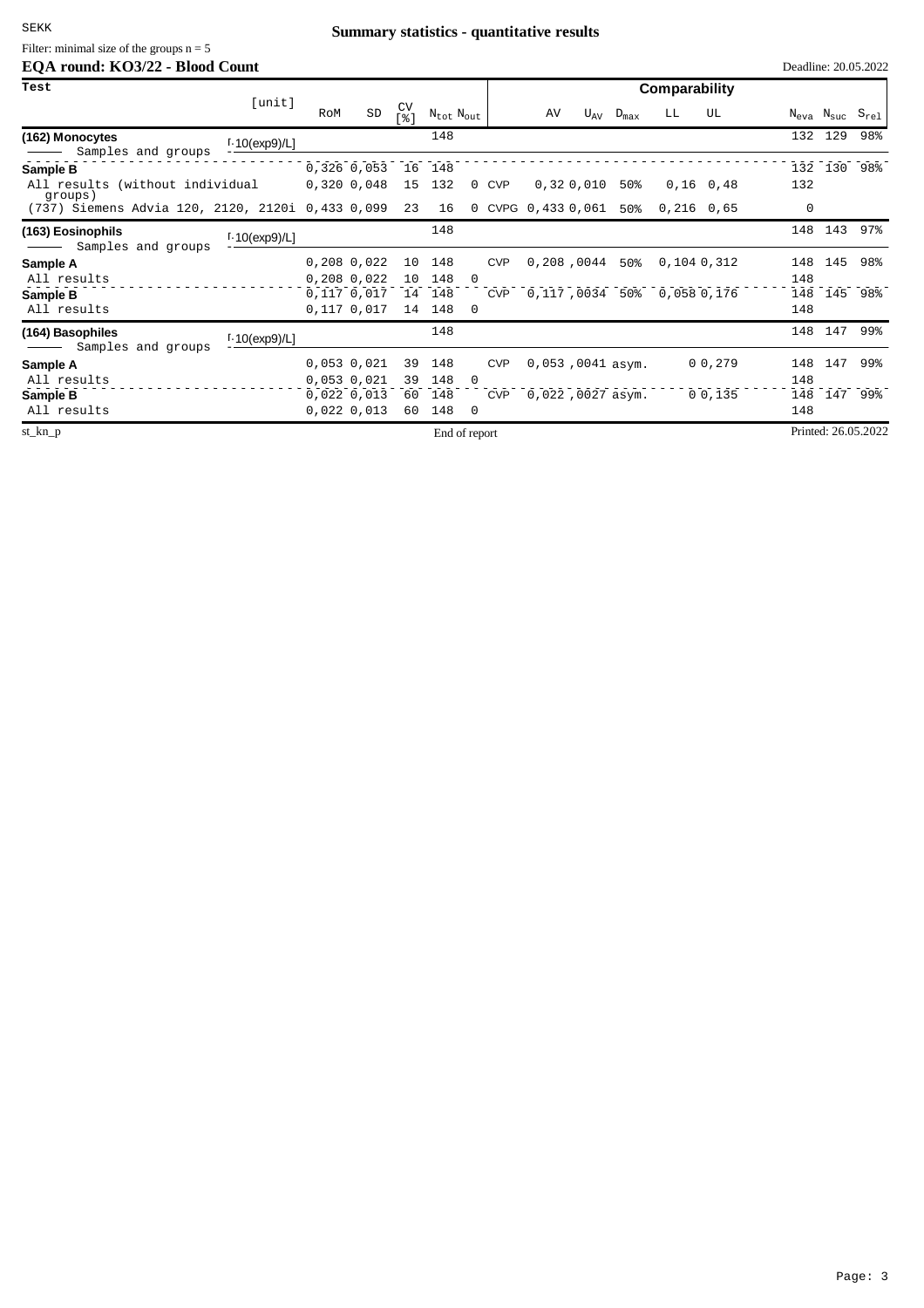Filter: minimal size of the groups n = 5

## EQA round: KO3/22 - Blood Count

Deadline: 20.05.2022

| Test | [unit] | RoM | SD | CV [%] | $N_{tot}$ | $N_{out}$ | | AV | $U_{AV}$ | $D_{max}$ | LL | UL | $N_{eva}$ | $N_{suc}$ | $S_{rel}$ |
|---|---|---|---|---|---|---|---|---|---|---|---|---|---|---|---|
| | | | | | | | **Comparability** | | | | | | | | |
| **(162) Monocytes** — Samples and groups | [·10(exp9)/L] | | | | 148 | | | | | | | | 132 | 129 | 98% |
| **Sample B** | | 0,326 | 0,053 | 16 | 148 | | | | | | | | 132 | 130 | 98% |
| All results (without individual groups) | | 0,320 | 0,048 | 15 | 132 | 0 | CVP | 0,32 | 0,010 | 50% | 0,16 | 0,48 | 132 | | |
| (737) Siemens Advia 120, 2120, 2120i | | 0,433 | 0,099 | 23 | 16 | 0 | CVPG | 0,433 | 0,061 | 50% | 0,216 | 0,65 | 0 | | |
| **(163) Eosinophils** — Samples and groups | [·10(exp9)/L] | | | | 148 | | | | | | | | 148 | 143 | 97% |
| **Sample A** | | 0,208 | 0,022 | 10 | 148 | | CVP | 0,208 | ,0044 | 50% | 0,104 | 0,312 | 148 | 145 | 98% |
| All results | | 0,208 | 0,022 | 10 | 148 | 0 | | | | | | | 148 | | |
| **Sample B** | | 0,117 | 0,017 | 14 | 148 | | CVP | 0,117 | ,0034 | 50% | 0,058 | 0,176 | 148 | 145 | 98% |
| All results | | 0,117 | 0,017 | 14 | 148 | 0 | | | | | | | 148 | | |
| **(164) Basophiles** — Samples and groups | [·10(exp9)/L] | | | | 148 | | | | | | | | 148 | 147 | 99% |
| **Sample A** | | 0,053 | 0,021 | 39 | 148 | | CVP | 0,053 | ,0041 | asym. | 0 | 0,279 | 148 | 147 | 99% |
| All results | | 0,053 | 0,021 | 39 | 148 | 0 | | | | | | | 148 | | |
| **Sample B** | | 0,022 | 0,013 | 60 | 148 | | CVP | 0,022 | ,0027 | asym. | 0 | 0,135 | 148 | 147 | 99% |
| All results | | 0,022 | 0,013 | 60 | 148 | 0 | | | | | | | 148 | | |

st_kn_p

End of report

Printed: 26.05.2022